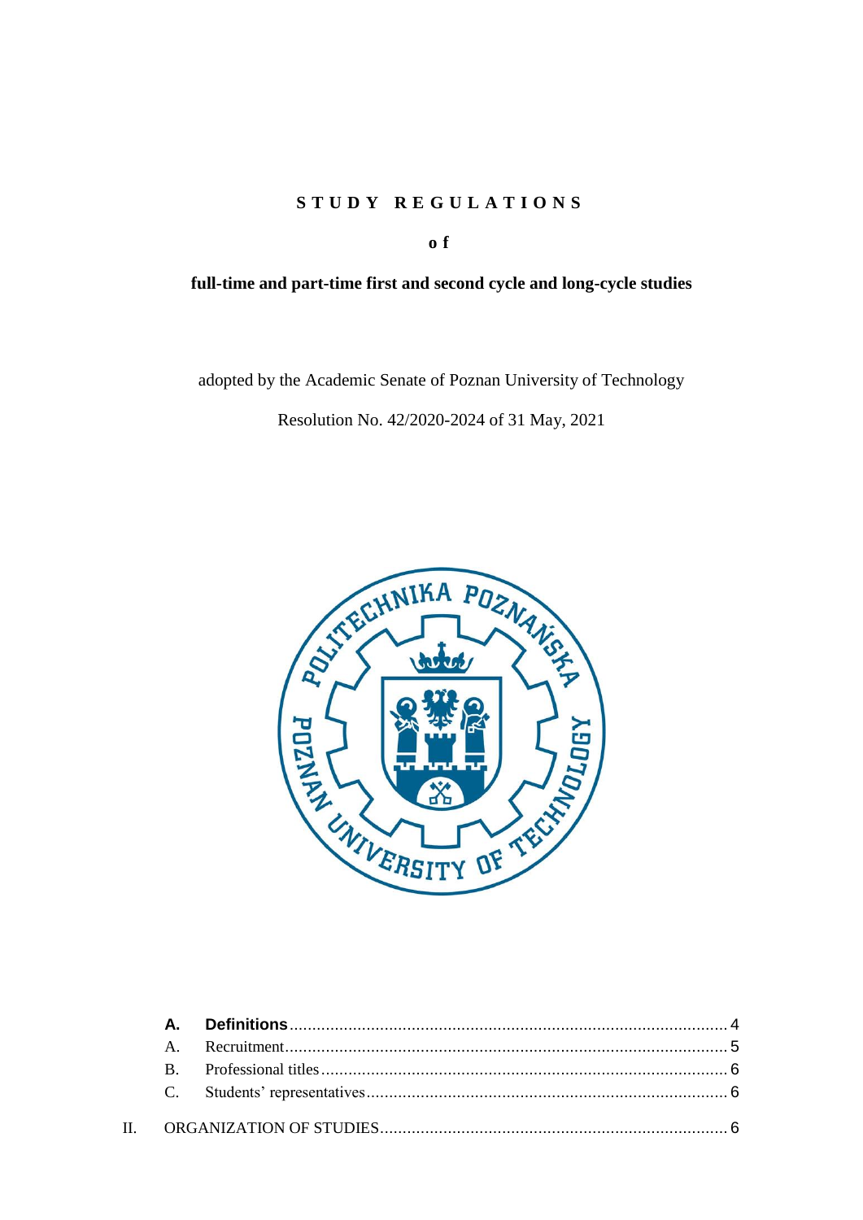# STUDY REGULATIONS

**of**

**full-time and part-time first and second cycle and long-cycle studies**

adopted by the Academic Senate of Poznan University of Technology

Resolution No. 42/2020-2024 of 31 May, 2021

- **A. Definitions** ..... 4
- A. Recruitment ..... 5
- B. Professional titles ..... 6
- C. Students' representatives ..... 6

II. ORGANIZATION OF STUDIES ..... 6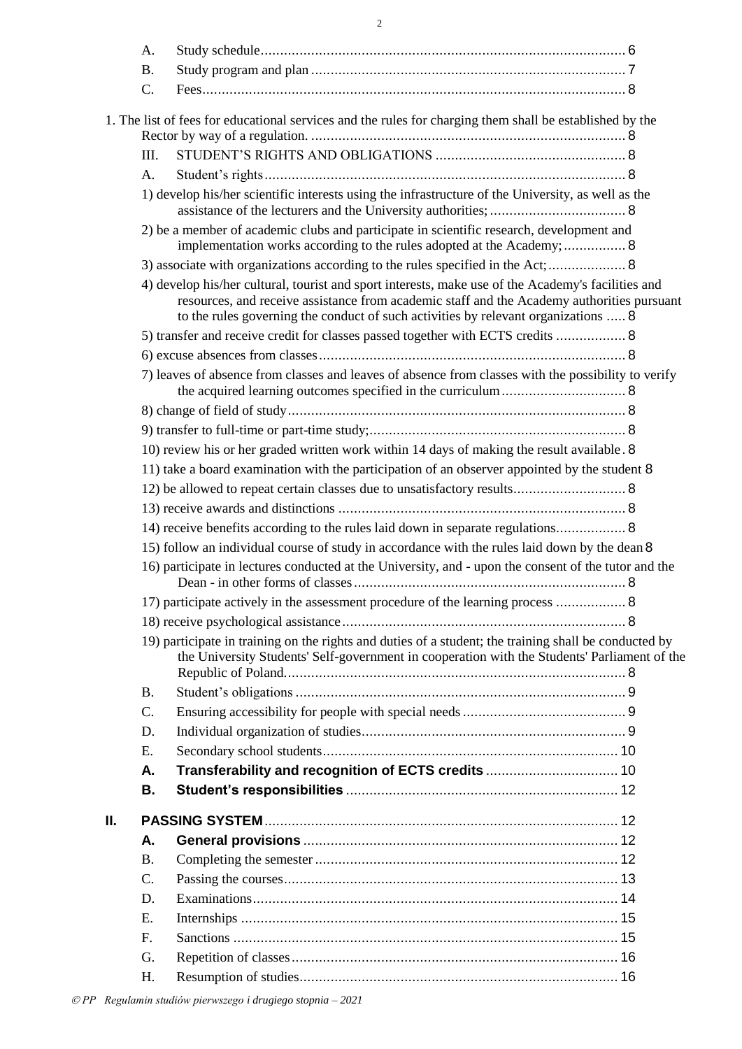A. Study schedule.......................................................................................... 6

B. Study program and plan ................................................................................ 7

C. Fees........................................................................................................... 8

1. The list of fees for educational services and the rules for charging them shall be established by the Rector by way of a regulation. ................................................................................ 8

III. STUDENT'S RIGHTS AND OBLIGATIONS ................................................ 8

A. Student's rights.............................................................................................. 8

1) develop his/her scientific interests using the infrastructure of the University, as well as the assistance of the lecturers and the University authorities; ................................... 8

2) be a member of academic clubs and participate in scientific research, development and implementation works according to the rules adopted at the Academy; ................ 8

3) associate with organizations according to the rules specified in the Act; .................... 8

4) develop his/her cultural, tourist and sport interests, make use of the Academy's facilities and resources, and receive assistance from academic staff and the Academy authorities pursuant to the rules governing the conduct of such activities by relevant organizations ..... 8

5) transfer and receive credit for classes passed together with ECTS credits .................. 8

6) excuse absences from classes............................................................................... 8

7) leaves of absence from classes and leaves of absence from classes with the possibility to verify the acquired learning outcomes specified in the curriculum................................ 8

8) change of field of study....................................................................................... 8

9) transfer to full-time or part-time study;.................................................................. 8

10) review his or her graded written work within 14 days of making the result available. 8

11) take a board examination with the participation of an observer appointed by the student 8

12) be allowed to repeat certain classes due to unsatisfactory results............................ 8

13) receive awards and distinctions .......................................................................... 8

14) receive benefits according to the rules laid down in separate regulations.................. 8

15) follow an individual course of study in accordance with the rules laid down by the dean 8

16) participate in lectures conducted at the University, and - upon the consent of the tutor and the Dean - in other forms of classes...................................................................... 8

17) participate actively in the assessment procedure of the learning process .................. 8

18) receive psychological assistance ......................................................................... 8

19) participate in training on the rights and duties of a student; the training shall be conducted by the University Students' Self-government in cooperation with the Students' Parliament of the Republic of Poland....................................................................................... 8

B. Student's obligations ..................................................................................... 9

C. Ensuring accessibility for people with special needs .......................................... 9

D. Individual organization of studies.................................................................... 9

E. Secondary school students............................................................................ 10

**A. Transferability and recognition of ECTS credits** .................................. 10

**B. Student's responsibilities** ...................................................................... 12

**II. PASSING SYSTEM** .................................................................................. 12

**A. General provisions** ................................................................................ 12

B. Completing the semester .............................................................................. 12

C. Passing the courses...................................................................................... 13

D. Examinations.............................................................................................. 14

E. Internships ................................................................................................. 15

F. Sanctions ................................................................................................... 15

G. Repetition of classes.................................................................................... 16

H. Resumption of studies.................................................................................. 16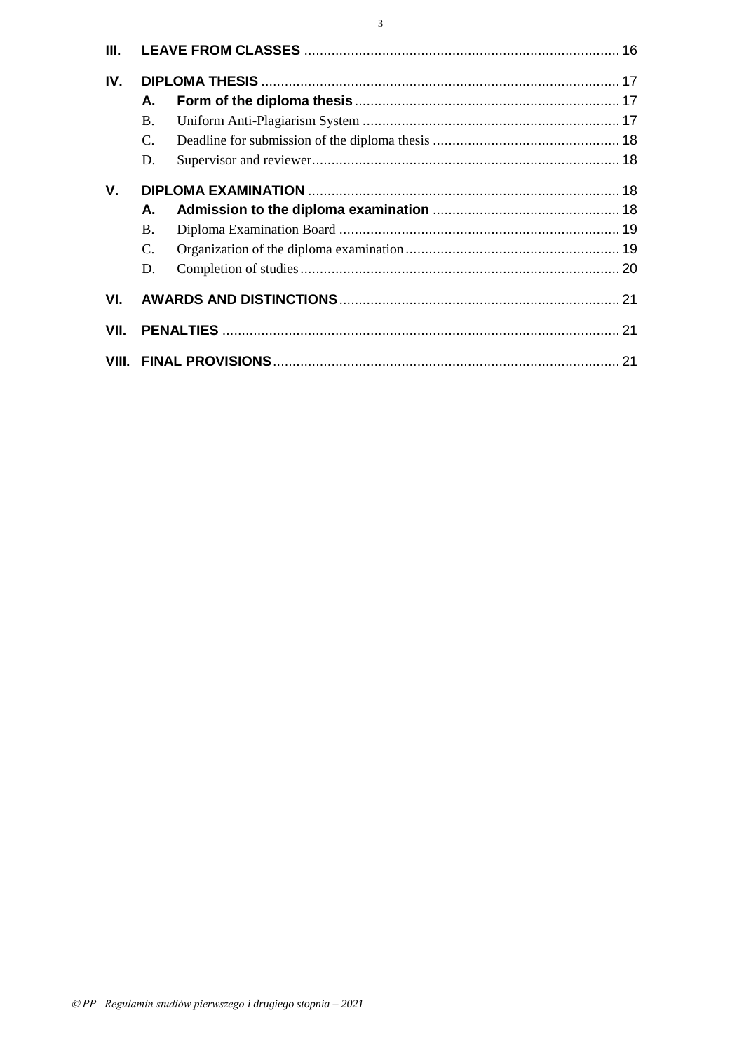**III. LEAVE FROM CLASSES** ........ 16

**IV. DIPLOMA THESIS** ........ 17

- **A. Form of the diploma thesis** ........ 17
- B. Uniform Anti-Plagiarism System ........ 17
- C. Deadline for submission of the diploma thesis ........ 18
- D. Supervisor and reviewer ........ 18

**V. DIPLOMA EXAMINATION** ........ 18

- **A. Admission to the diploma examination** ........ 18
- B. Diploma Examination Board ........ 19
- C. Organization of the diploma examination ........ 19
- D. Completion of studies ........ 20

**VI. AWARDS AND DISTINCTIONS** ........ 21

**VII. PENALTIES** ........ 21

**VIII. FINAL PROVISIONS** ........ 21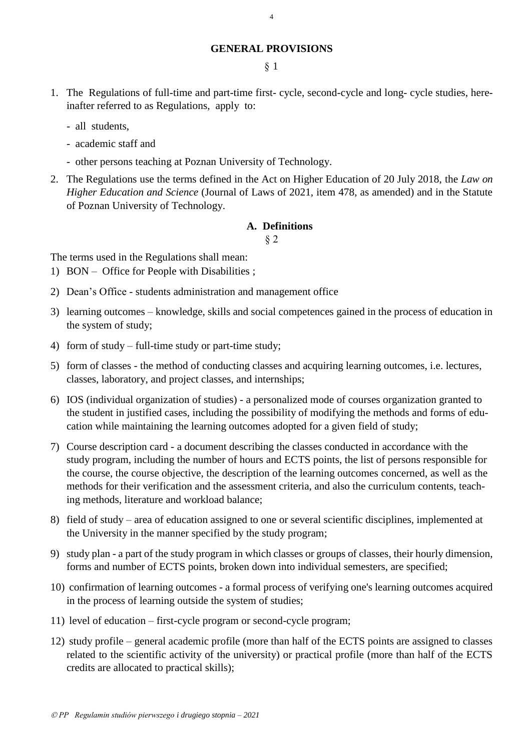## GENERAL PROVISIONS

§ 1

1. The Regulations of full-time and part-time first- cycle, second-cycle and long- cycle studies, hereinafter referred to as Regulations, apply to:
   - all students,
   - academic staff and
   - other persons teaching at Poznan University of Technology.
2. The Regulations use the terms defined in the Act on Higher Education of 20 July 2018, the *Law on Higher Education and Science* (Journal of Laws of 2021, item 478, as amended) and in the Statute of Poznan University of Technology.

### A. Definitions

§ 2

The terms used in the Regulations shall mean:

1) BON – Office for People with Disabilities ;
2) Dean's Office - students administration and management office
3) learning outcomes – knowledge, skills and social competences gained in the process of education in the system of study;
4) form of study – full-time study or part-time study;
5) form of classes - the method of conducting classes and acquiring learning outcomes, i.e. lectures, classes, laboratory, and project classes, and internships;
6) IOS (individual organization of studies) - a personalized mode of courses organization granted to the student in justified cases, including the possibility of modifying the methods and forms of education while maintaining the learning outcomes adopted for a given field of study;
7) Course description card - a document describing the classes conducted in accordance with the study program, including the number of hours and ECTS points, the list of persons responsible for the course, the course objective, the description of the learning outcomes concerned, as well as the methods for their verification and the assessment criteria, and also the curriculum contents, teaching methods, literature and workload balance;
8) field of study – area of education assigned to one or several scientific disciplines, implemented at the University in the manner specified by the study program;
9) study plan - a part of the study program in which classes or groups of classes, their hourly dimension, forms and number of ECTS points, broken down into individual semesters, are specified;
10) confirmation of learning outcomes - a formal process of verifying one's learning outcomes acquired in the process of learning outside the system of studies;
11) level of education – first-cycle program or second-cycle program;
12) study profile – general academic profile (more than half of the ECTS points are assigned to classes related to the scientific activity of the university) or practical profile (more than half of the ECTS credits are allocated to practical skills);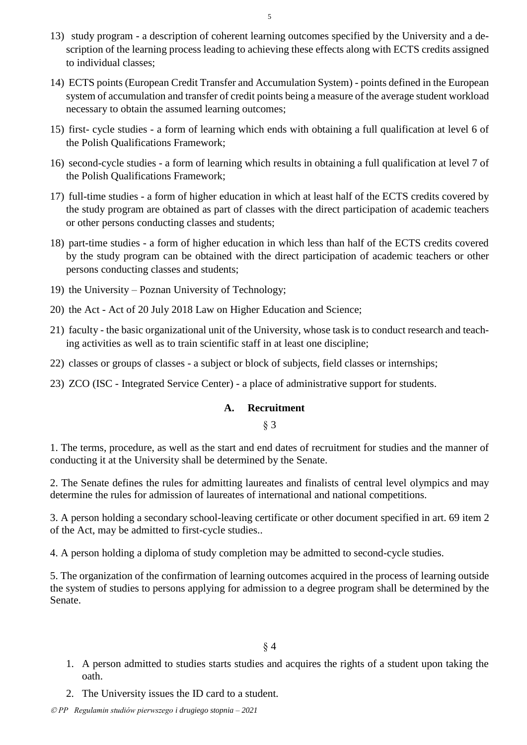13) study program - a description of coherent learning outcomes specified by the University and a description of the learning process leading to achieving these effects along with ECTS credits assigned to individual classes;

14) ECTS points (European Credit Transfer and Accumulation System) - points defined in the European system of accumulation and transfer of credit points being a measure of the average student workload necessary to obtain the assumed learning outcomes;

15) first- cycle studies - a form of learning which ends with obtaining a full qualification at level 6 of the Polish Qualifications Framework;

16) second-cycle studies - a form of learning which results in obtaining a full qualification at level 7 of the Polish Qualifications Framework;

17) full-time studies - a form of higher education in which at least half of the ECTS credits covered by the study program are obtained as part of classes with the direct participation of academic teachers or other persons conducting classes and students;

18) part-time studies - a form of higher education in which less than half of the ECTS credits covered by the study program can be obtained with the direct participation of academic teachers or other persons conducting classes and students;

19) the University – Poznan University of Technology;

20) the Act - Act of 20 July 2018 Law on Higher Education and Science;

21) faculty - the basic organizational unit of the University, whose task is to conduct research and teaching activities as well as to train scientific staff in at least one discipline;

22) classes or groups of classes - a subject or block of subjects, field classes or internships;

23) ZCO (ISC - Integrated Service Center) - a place of administrative support for students.

## A. Recruitment

§ 3

1. The terms, procedure, as well as the start and end dates of recruitment for studies and the manner of conducting it at the University shall be determined by the Senate.

2. The Senate defines the rules for admitting laureates and finalists of central level olympics and may determine the rules for admission of laureates of international and national competitions.

3. A person holding a secondary school-leaving certificate or other document specified in art. 69 item 2 of the Act, may be admitted to first-cycle studies..

4. A person holding a diploma of study completion may be admitted to second-cycle studies.

5. The organization of the confirmation of learning outcomes acquired in the process of learning outside the system of studies to persons applying for admission to a degree program shall be determined by the Senate.

§ 4

1. A person admitted to studies starts studies and acquires the rights of a student upon taking the oath.
2. The University issues the ID card to a student.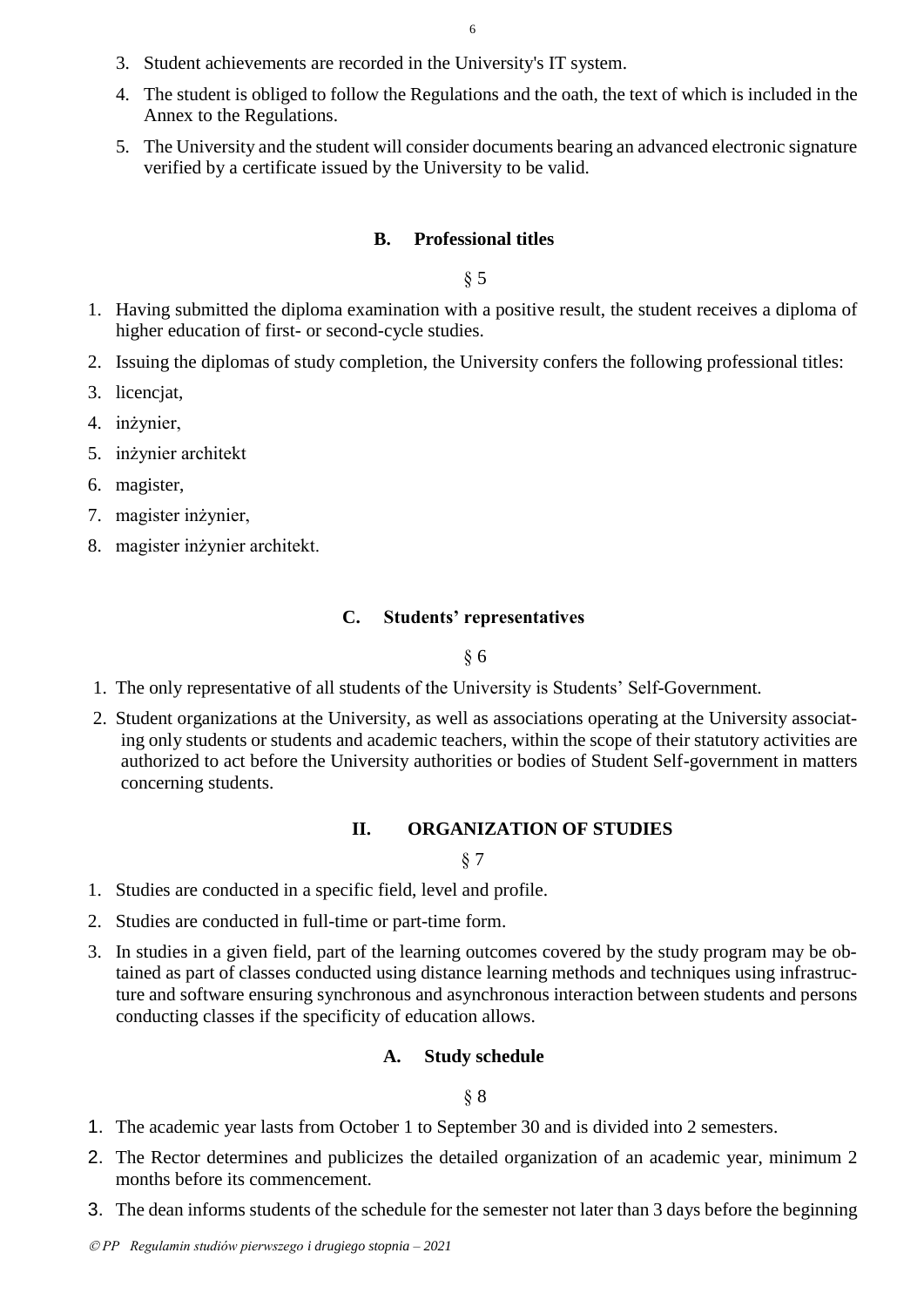3. Student achievements are recorded in the University's IT system.
4. The student is obliged to follow the Regulations and the oath, the text of which is included in the Annex to the Regulations.
5. The University and the student will consider documents bearing an advanced electronic signature verified by a certificate issued by the University to be valid.

### B. Professional titles

§ 5

1. Having submitted the diploma examination with a positive result, the student receives a diploma of higher education of first- or second-cycle studies.
2. Issuing the diplomas of study completion, the University confers the following professional titles:
3. licencjat,
4. inżynier,
5. inżynier architekt
6. magister,
7. magister inżynier,
8. magister inżynier architekt.

### C. Students' representatives

§ 6

1. The only representative of all students of the University is Students' Self-Government.
2. Student organizations at the University, as well as associations operating at the University associating only students or students and academic teachers, within the scope of their statutory activities are authorized to act before the University authorities or bodies of Student Self-government in matters concerning students.

## II. ORGANIZATION OF STUDIES

§ 7

1. Studies are conducted in a specific field, level and profile.
2. Studies are conducted in full-time or part-time form.
3. In studies in a given field, part of the learning outcomes covered by the study program may be obtained as part of classes conducted using distance learning methods and techniques using infrastructure and software ensuring synchronous and asynchronous interaction between students and persons conducting classes if the specificity of education allows.

### A. Study schedule

§ 8

1. The academic year lasts from October 1 to September 30 and is divided into 2 semesters.
2. The Rector determines and publicizes the detailed organization of an academic year, minimum 2 months before its commencement.
3. The dean informs students of the schedule for the semester not later than 3 days before the beginning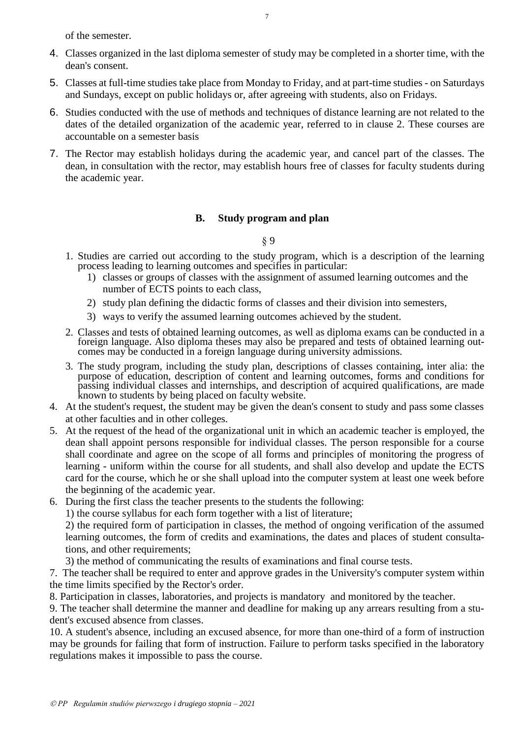of the semester.

4. Classes organized in the last diploma semester of study may be completed in a shorter time, with the dean's consent.
5. Classes at full-time studies take place from Monday to Friday, and at part-time studies - on Saturdays and Sundays, except on public holidays or, after agreeing with students, also on Fridays.
6. Studies conducted with the use of methods and techniques of distance learning are not related to the dates of the detailed organization of the academic year, referred to in clause 2. These courses are accountable on a semester basis
7. The Rector may establish holidays during the academic year, and cancel part of the classes. The dean, in consultation with the rector, may establish hours free of classes for faculty students during the academic year.

## B. Study program and plan

§ 9

1. Studies are carried out according to the study program, which is a description of the learning process leading to learning outcomes and specifies in particular:
   1) classes or groups of classes with the assignment of assumed learning outcomes and the number of ECTS points to each class,
   2) study plan defining the didactic forms of classes and their division into semesters,
   3) ways to verify the assumed learning outcomes achieved by the student.
2. Classes and tests of obtained learning outcomes, as well as diploma exams can be conducted in a foreign language. Also diploma theses may also be prepared and tests of obtained learning outcomes may be conducted in a foreign language during university admissions.
3. The study program, including the study plan, descriptions of classes containing, inter alia: the purpose of education, description of content and learning outcomes, forms and conditions for passing individual classes and internships, and description of acquired qualifications, are made known to students by being placed on faculty website.
4. At the student's request, the student may be given the dean's consent to study and pass some classes at other faculties and in other colleges.
5. At the request of the head of the organizational unit in which an academic teacher is employed, the dean shall appoint persons responsible for individual classes. The person responsible for a course shall coordinate and agree on the scope of all forms and principles of monitoring the progress of learning - uniform within the course for all students, and shall also develop and update the ECTS card for the course, which he or she shall upload into the computer system at least one week before the beginning of the academic year.
6. During the first class the teacher presents to the students the following:
   1) the course syllabus for each form together with a list of literature;
   2) the required form of participation in classes, the method of ongoing verification of the assumed learning outcomes, the form of credits and examinations, the dates and places of student consultations, and other requirements;
   3) the method of communicating the results of examinations and final course tests.
7. The teacher shall be required to enter and approve grades in the University's computer system within the time limits specified by the Rector's order.
8. Participation in classes, laboratories, and projects is mandatory and monitored by the teacher.
9. The teacher shall determine the manner and deadline for making up any arrears resulting from a student's excused absence from classes.
10. A student's absence, including an excused absence, for more than one-third of a form of instruction may be grounds for failing that form of instruction. Failure to perform tasks specified in the laboratory regulations makes it impossible to pass the course.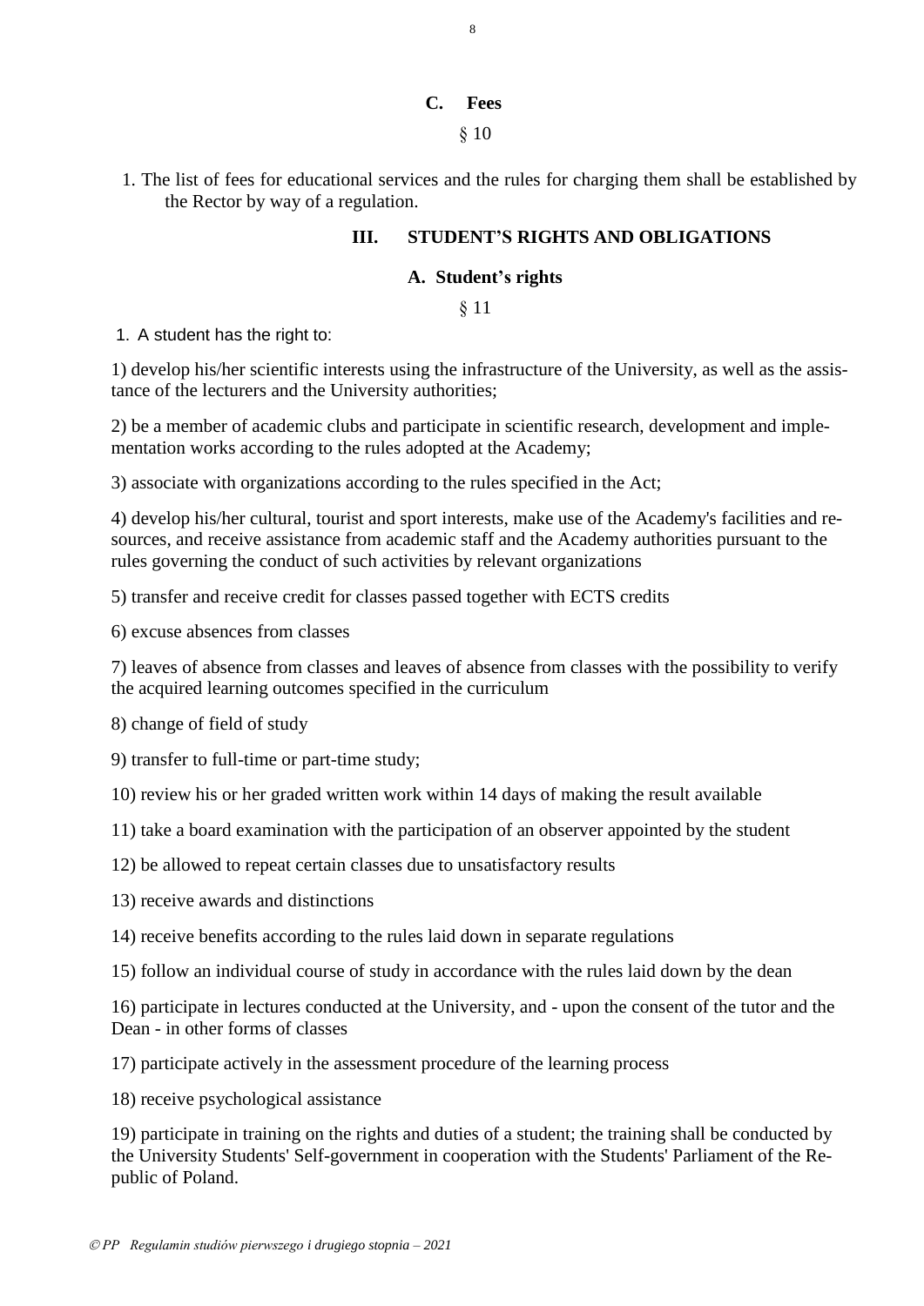### C. Fees

§ 10

1. The list of fees for educational services and the rules for charging them shall be established by the Rector by way of a regulation.

## III. STUDENT'S RIGHTS AND OBLIGATIONS

### A. Student's rights

§ 11

1. A student has the right to:

1) develop his/her scientific interests using the infrastructure of the University, as well as the assistance of the lecturers and the University authorities;

2) be a member of academic clubs and participate in scientific research, development and implementation works according to the rules adopted at the Academy;

3) associate with organizations according to the rules specified in the Act;

4) develop his/her cultural, tourist and sport interests, make use of the Academy's facilities and resources, and receive assistance from academic staff and the Academy authorities pursuant to the rules governing the conduct of such activities by relevant organizations

5) transfer and receive credit for classes passed together with ECTS credits

6) excuse absences from classes

7) leaves of absence from classes and leaves of absence from classes with the possibility to verify the acquired learning outcomes specified in the curriculum

8) change of field of study

9) transfer to full-time or part-time study;

10) review his or her graded written work within 14 days of making the result available

11) take a board examination with the participation of an observer appointed by the student

12) be allowed to repeat certain classes due to unsatisfactory results

13) receive awards and distinctions

14) receive benefits according to the rules laid down in separate regulations

15) follow an individual course of study in accordance with the rules laid down by the dean

16) participate in lectures conducted at the University, and - upon the consent of the tutor and the Dean - in other forms of classes

17) participate actively in the assessment procedure of the learning process

18) receive psychological assistance

19) participate in training on the rights and duties of a student; the training shall be conducted by the University Students' Self-government in cooperation with the Students' Parliament of the Republic of Poland.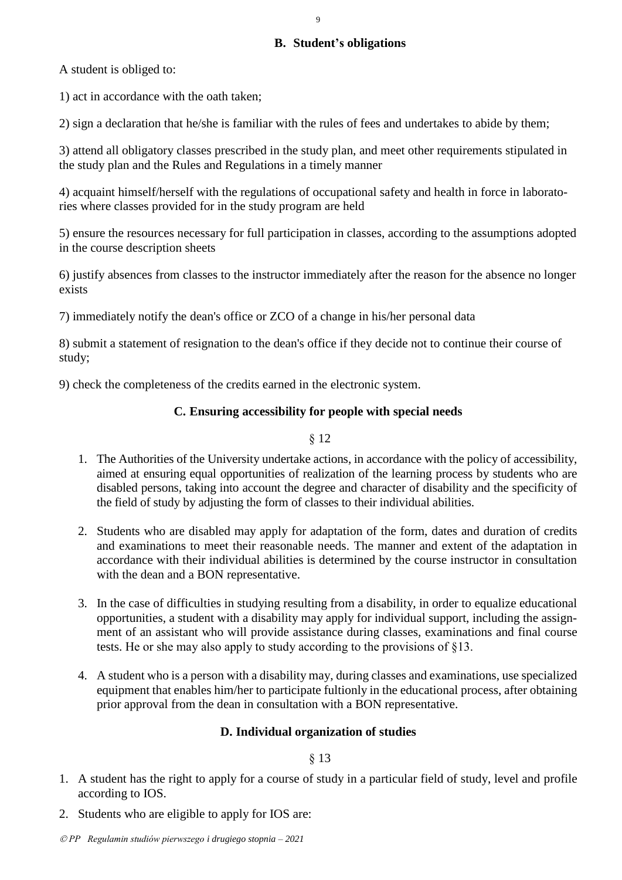### B. Student's obligations

A student is obliged to:

1) act in accordance with the oath taken;

2) sign a declaration that he/she is familiar with the rules of fees and undertakes to abide by them;

3) attend all obligatory classes prescribed in the study plan, and meet other requirements stipulated in the study plan and the Rules and Regulations in a timely manner

4) acquaint himself/herself with the regulations of occupational safety and health in force in laboratories where classes provided for in the study program are held

5) ensure the resources necessary for full participation in classes, according to the assumptions adopted in the course description sheets

6) justify absences from classes to the instructor immediately after the reason for the absence no longer exists

7) immediately notify the dean's office or ZCO of a change in his/her personal data

8) submit a statement of resignation to the dean's office if they decide not to continue their course of study;

9) check the completeness of the credits earned in the electronic system.

### C. Ensuring accessibility for people with special needs

§ 12

1. The Authorities of the University undertake actions, in accordance with the policy of accessibility, aimed at ensuring equal opportunities of realization of the learning process by students who are disabled persons, taking into account the degree and character of disability and the specificity of the field of study by adjusting the form of classes to their individual abilities.

2. Students who are disabled may apply for adaptation of the form, dates and duration of credits and examinations to meet their reasonable needs. The manner and extent of the adaptation in accordance with their individual abilities is determined by the course instructor in consultation with the dean and a BON representative.

3. In the case of difficulties in studying resulting from a disability, in order to equalize educational opportunities, a student with a disability may apply for individual support, including the assignment of an assistant who will provide assistance during classes, examinations and final course tests. He or she may also apply to study according to the provisions of §13.

4. A student who is a person with a disability may, during classes and examinations, use specialized equipment that enables him/her to participate fultionly in the educational process, after obtaining prior approval from the dean in consultation with a BON representative.

### D. Individual organization of studies

§ 13

1. A student has the right to apply for a course of study in a particular field of study, level and profile according to IOS.
2. Students who are eligible to apply for IOS are: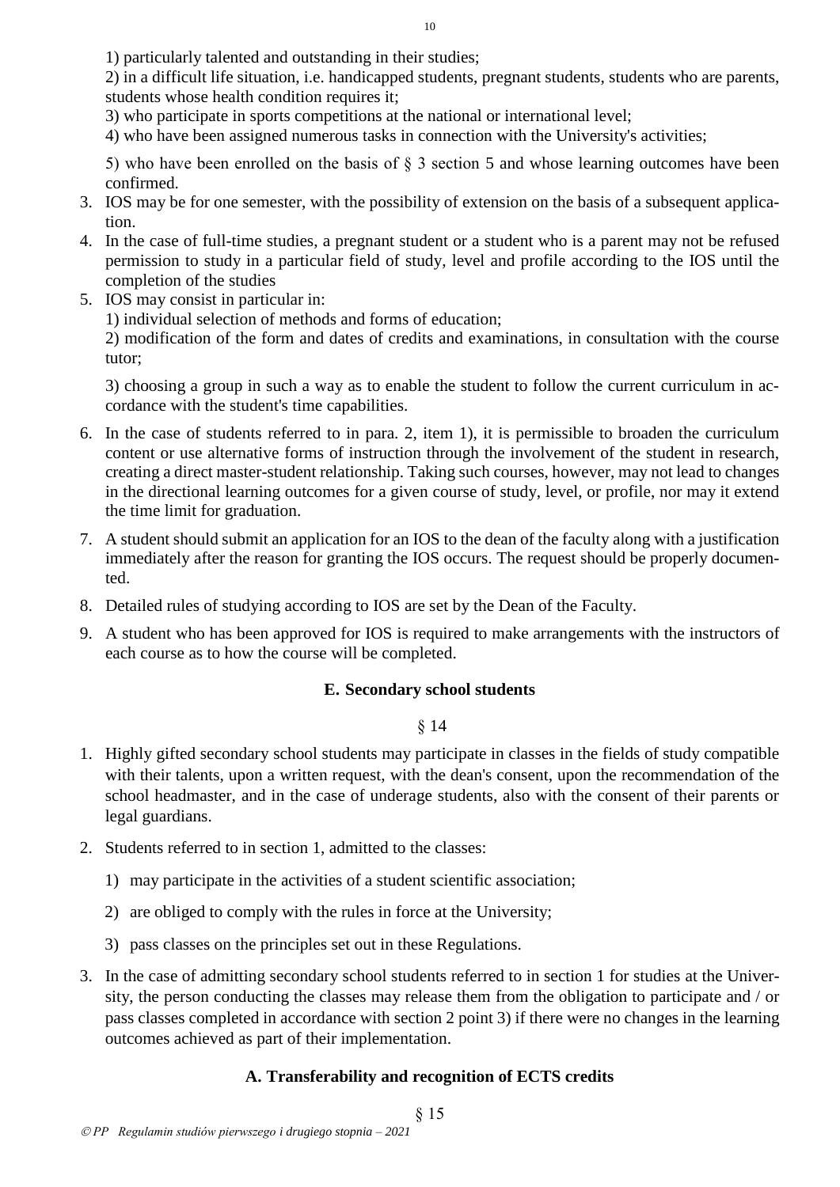1) particularly talented and outstanding in their studies;

2) in a difficult life situation, i.e. handicapped students, pregnant students, students who are parents, students whose health condition requires it;

3) who participate in sports competitions at the national or international level;

4) who have been assigned numerous tasks in connection with the University's activities;

5) who have been enrolled on the basis of § 3 section 5 and whose learning outcomes have been confirmed.

3. IOS may be for one semester, with the possibility of extension on the basis of a subsequent application.
4. In the case of full-time studies, a pregnant student or a student who is a parent may not be refused permission to study in a particular field of study, level and profile according to the IOS until the completion of the studies
5. IOS may consist in particular in:

   1) individual selection of methods and forms of education;

   2) modification of the form and dates of credits and examinations, in consultation with the course tutor;

   3) choosing a group in such a way as to enable the student to follow the current curriculum in accordance with the student's time capabilities.
6. In the case of students referred to in para. 2, item 1), it is permissible to broaden the curriculum content or use alternative forms of instruction through the involvement of the student in research, creating a direct master-student relationship. Taking such courses, however, may not lead to changes in the directional learning outcomes for a given course of study, level, or profile, nor may it extend the time limit for graduation.
7. A student should submit an application for an IOS to the dean of the faculty along with a justification immediately after the reason for granting the IOS occurs. The request should be properly documented.
8. Detailed rules of studying according to IOS are set by the Dean of the Faculty.
9. A student who has been approved for IOS is required to make arrangements with the instructors of each course as to how the course will be completed.

### E. Secondary school students

§ 14

1. Highly gifted secondary school students may participate in classes in the fields of study compatible with their talents, upon a written request, with the dean's consent, upon the recommendation of the school headmaster, and in the case of underage students, also with the consent of their parents or legal guardians.
2. Students referred to in section 1, admitted to the classes:

   1) may participate in the activities of a student scientific association;

   2) are obliged to comply with the rules in force at the University;

   3) pass classes on the principles set out in these Regulations.
3. In the case of admitting secondary school students referred to in section 1 for studies at the University, the person conducting the classes may release them from the obligation to participate and / or pass classes completed in accordance with section 2 point 3) if there were no changes in the learning outcomes achieved as part of their implementation.

### A. Transferability and recognition of ECTS credits

§ 15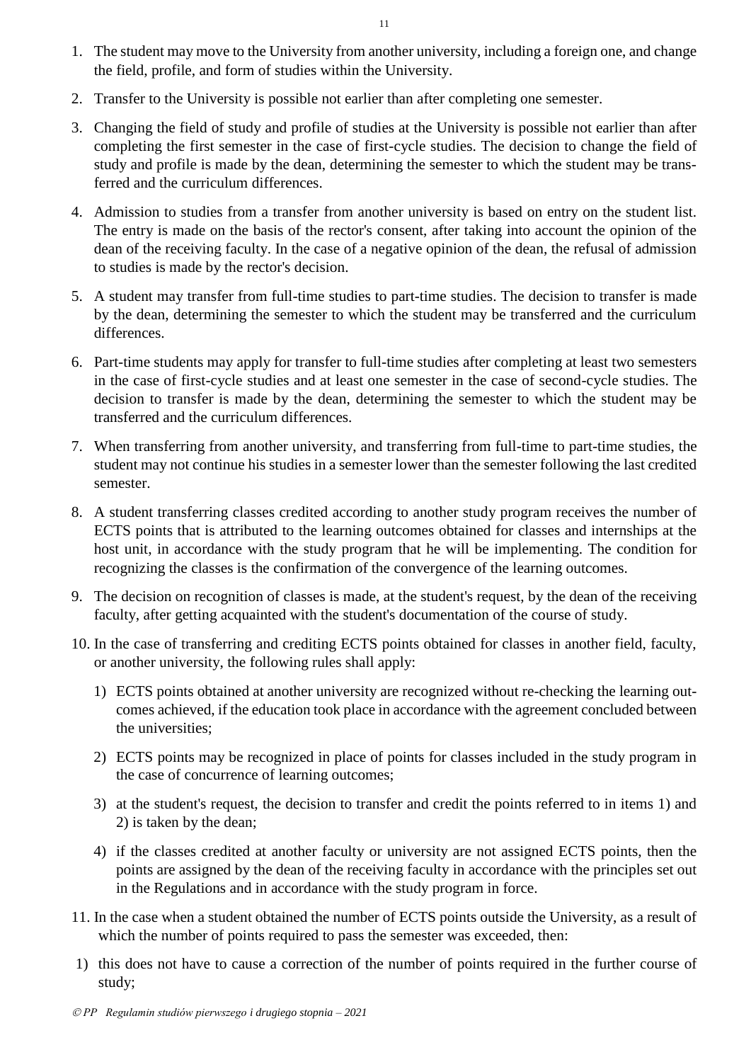1. The student may move to the University from another university, including a foreign one, and change the field, profile, and form of studies within the University.

2. Transfer to the University is possible not earlier than after completing one semester.

3. Changing the field of study and profile of studies at the University is possible not earlier than after completing the first semester in the case of first-cycle studies. The decision to change the field of study and profile is made by the dean, determining the semester to which the student may be transferred and the curriculum differences.

4. Admission to studies from a transfer from another university is based on entry on the student list. The entry is made on the basis of the rector's consent, after taking into account the opinion of the dean of the receiving faculty. In the case of a negative opinion of the dean, the refusal of admission to studies is made by the rector's decision.

5. A student may transfer from full-time studies to part-time studies. The decision to transfer is made by the dean, determining the semester to which the student may be transferred and the curriculum differences.

6. Part-time students may apply for transfer to full-time studies after completing at least two semesters in the case of first-cycle studies and at least one semester in the case of second-cycle studies. The decision to transfer is made by the dean, determining the semester to which the student may be transferred and the curriculum differences.

7. When transferring from another university, and transferring from full-time to part-time studies, the student may not continue his studies in a semester lower than the semester following the last credited semester.

8. A student transferring classes credited according to another study program receives the number of ECTS points that is attributed to the learning outcomes obtained for classes and internships at the host unit, in accordance with the study program that he will be implementing. The condition for recognizing the classes is the confirmation of the convergence of the learning outcomes.

9. The decision on recognition of classes is made, at the student's request, by the dean of the receiving faculty, after getting acquainted with the student's documentation of the course of study.

10. In the case of transferring and crediting ECTS points obtained for classes in another field, faculty, or another university, the following rules shall apply:

    1) ECTS points obtained at another university are recognized without re-checking the learning outcomes achieved, if the education took place in accordance with the agreement concluded between the universities;

    2) ECTS points may be recognized in place of points for classes included in the study program in the case of concurrence of learning outcomes;

    3) at the student's request, the decision to transfer and credit the points referred to in items 1) and 2) is taken by the dean;

    4) if the classes credited at another faculty or university are not assigned ECTS points, then the points are assigned by the dean of the receiving faculty in accordance with the principles set out in the Regulations and in accordance with the study program in force.

11. In the case when a student obtained the number of ECTS points outside the University, as a result of which the number of points required to pass the semester was exceeded, then:

    1) this does not have to cause a correction of the number of points required in the further course of study;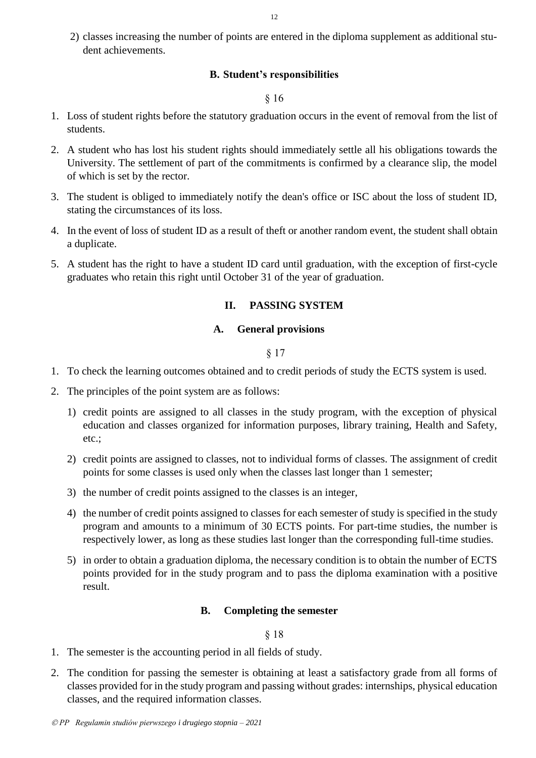2) classes increasing the number of points are entered in the diploma supplement as additional student achievements.

### B. Student's responsibilities

§ 16

1. Loss of student rights before the statutory graduation occurs in the event of removal from the list of students.
2. A student who has lost his student rights should immediately settle all his obligations towards the University. The settlement of part of the commitments is confirmed by a clearance slip, the model of which is set by the rector.
3. The student is obliged to immediately notify the dean's office or ISC about the loss of student ID, stating the circumstances of its loss.
4. In the event of loss of student ID as a result of theft or another random event, the student shall obtain a duplicate.
5. A student has the right to have a student ID card until graduation, with the exception of first-cycle graduates who retain this right until October 31 of the year of graduation.

## II. PASSING SYSTEM

### A. General provisions

§ 17

1. To check the learning outcomes obtained and to credit periods of study the ECTS system is used.
2. The principles of the point system are as follows:
   1) credit points are assigned to all classes in the study program, with the exception of physical education and classes organized for information purposes, library training, Health and Safety, etc.;
   2) credit points are assigned to classes, not to individual forms of classes. The assignment of credit points for some classes is used only when the classes last longer than 1 semester;
   3) the number of credit points assigned to the classes is an integer,
   4) the number of credit points assigned to classes for each semester of study is specified in the study program and amounts to a minimum of 30 ECTS points. For part-time studies, the number is respectively lower, as long as these studies last longer than the corresponding full-time studies.
   5) in order to obtain a graduation diploma, the necessary condition is to obtain the number of ECTS points provided for in the study program and to pass the diploma examination with a positive result.

### B. Completing the semester

§ 18

1. The semester is the accounting period in all fields of study.
2. The condition for passing the semester is obtaining at least a satisfactory grade from all forms of classes provided for in the study program and passing without grades: internships, physical education classes, and the required information classes.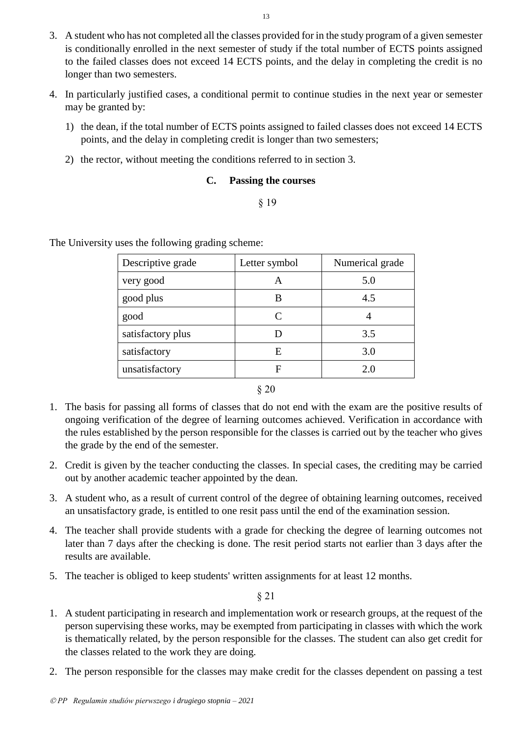3. A student who has not completed all the classes provided for in the study program of a given semester is conditionally enrolled in the next semester of study if the total number of ECTS points assigned to the failed classes does not exceed 14 ECTS points, and the delay in completing the credit is no longer than two semesters.

4. In particularly justified cases, a conditional permit to continue studies in the next year or semester may be granted by:

   1) the dean, if the total number of ECTS points assigned to failed classes does not exceed 14 ECTS points, and the delay in completing credit is longer than two semesters;

   2) the rector, without meeting the conditions referred to in section 3.

### C. Passing the courses

§ 19

The University uses the following grading scheme:

| Descriptive grade | Letter symbol | Numerical grade |
|---|---|---|
| very good | A | 5.0 |
| good plus | B | 4.5 |
| good | C | 4 |
| satisfactory plus | D | 3.5 |
| satisfactory | E | 3.0 |
| unsatisfactory | F | 2.0 |

§ 20

1. The basis for passing all forms of classes that do not end with the exam are the positive results of ongoing verification of the degree of learning outcomes achieved. Verification in accordance with the rules established by the person responsible for the classes is carried out by the teacher who gives the grade by the end of the semester.

2. Credit is given by the teacher conducting the classes. In special cases, the crediting may be carried out by another academic teacher appointed by the dean.

3. A student who, as a result of current control of the degree of obtaining learning outcomes, received an unsatisfactory grade, is entitled to one resit pass until the end of the examination session.

4. The teacher shall provide students with a grade for checking the degree of learning outcomes not later than 7 days after the checking is done. The resit period starts not earlier than 3 days after the results are available.

5. The teacher is obliged to keep students' written assignments for at least 12 months.

§ 21

1. A student participating in research and implementation work or research groups, at the request of the person supervising these works, may be exempted from participating in classes with which the work is thematically related, by the person responsible for the classes. The student can also get credit for the classes related to the work they are doing.

2. The person responsible for the classes may make credit for the classes dependent on passing a test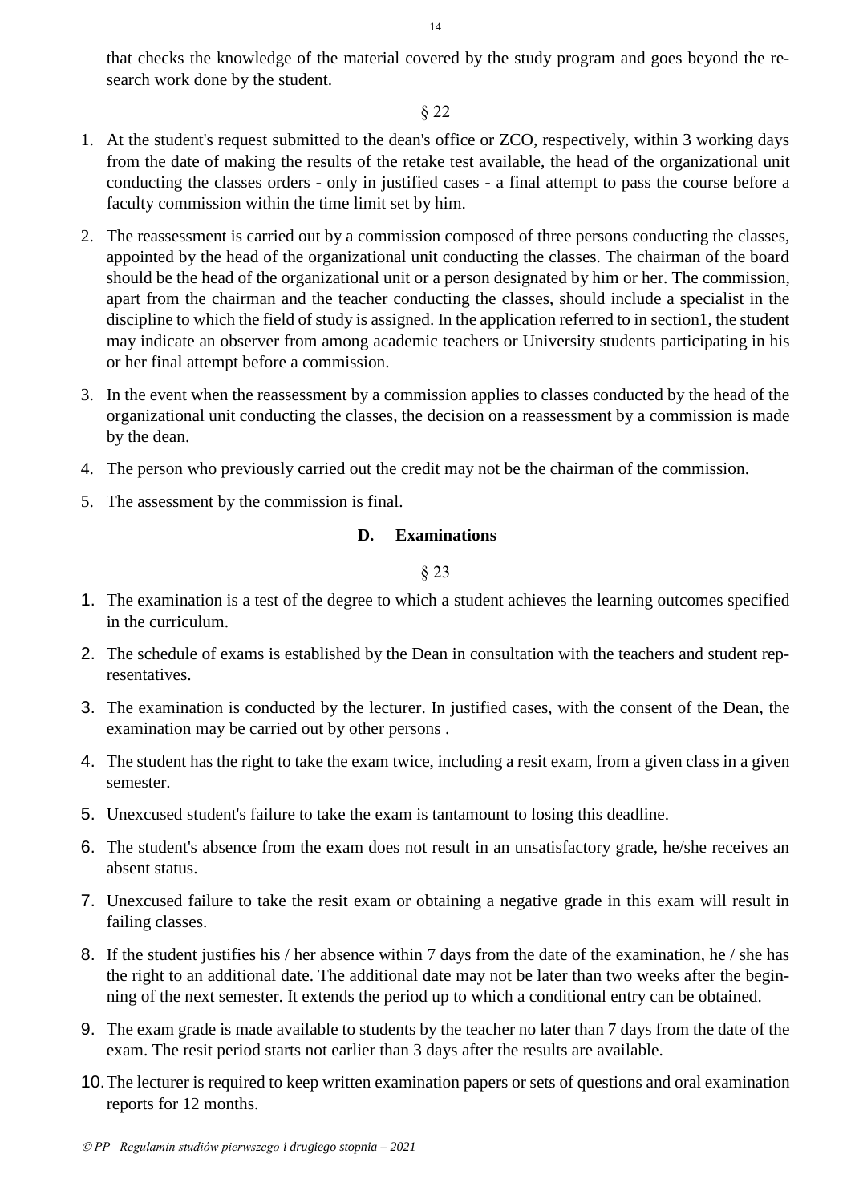that checks the knowledge of the material covered by the study program and goes beyond the research work done by the student.

§ 22

1. At the student's request submitted to the dean's office or ZCO, respectively, within 3 working days from the date of making the results of the retake test available, the head of the organizational unit conducting the classes orders - only in justified cases - a final attempt to pass the course before a faculty commission within the time limit set by him.
2. The reassessment is carried out by a commission composed of three persons conducting the classes, appointed by the head of the organizational unit conducting the classes. The chairman of the board should be the head of the organizational unit or a person designated by him or her. The commission, apart from the chairman and the teacher conducting the classes, should include a specialist in the discipline to which the field of study is assigned. In the application referred to in section1, the student may indicate an observer from among academic teachers or University students participating in his or her final attempt before a commission.
3. In the event when the reassessment by a commission applies to classes conducted by the head of the organizational unit conducting the classes, the decision on a reassessment by a commission is made by the dean.
4. The person who previously carried out the credit may not be the chairman of the commission.
5. The assessment by the commission is final.

### D. Examinations

§ 23

1. The examination is a test of the degree to which a student achieves the learning outcomes specified in the curriculum.
2. The schedule of exams is established by the Dean in consultation with the teachers and student representatives.
3. The examination is conducted by the lecturer. In justified cases, with the consent of the Dean, the examination may be carried out by other persons .
4. The student has the right to take the exam twice, including a resit exam, from a given class in a given semester.
5. Unexcused student's failure to take the exam is tantamount to losing this deadline.
6. The student's absence from the exam does not result in an unsatisfactory grade, he/she receives an absent status.
7. Unexcused failure to take the resit exam or obtaining a negative grade in this exam will result in failing classes.
8. If the student justifies his / her absence within 7 days from the date of the examination, he / she has the right to an additional date. The additional date may not be later than two weeks after the beginning of the next semester. It extends the period up to which a conditional entry can be obtained.
9. The exam grade is made available to students by the teacher no later than 7 days from the date of the exam. The resit period starts not earlier than 3 days after the results are available.
10. The lecturer is required to keep written examination papers or sets of questions and oral examination reports for 12 months.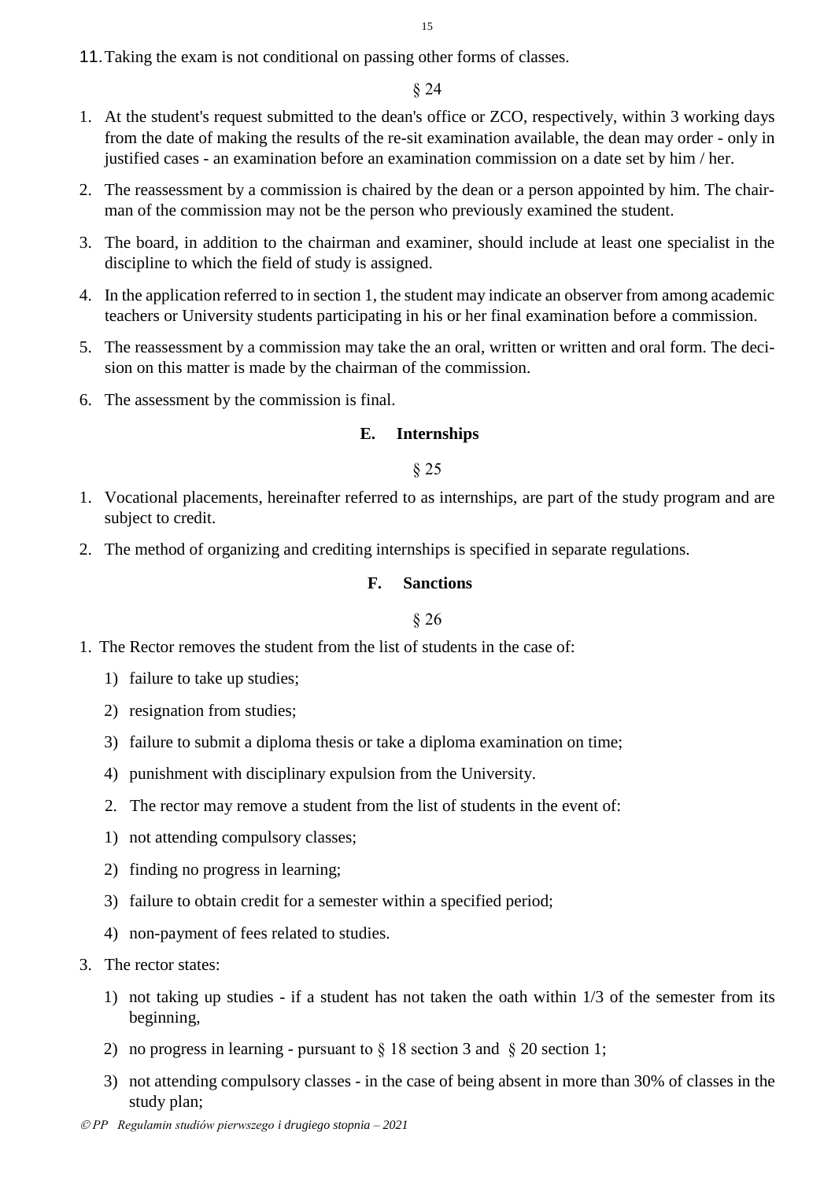11. Taking the exam is not conditional on passing other forms of classes.

§ 24

1. At the student's request submitted to the dean's office or ZCO, respectively, within 3 working days from the date of making the results of the re-sit examination available, the dean may order - only in justified cases - an examination before an examination commission on a date set by him / her.
2. The reassessment by a commission is chaired by the dean or a person appointed by him. The chairman of the commission may not be the person who previously examined the student.
3. The board, in addition to the chairman and examiner, should include at least one specialist in the discipline to which the field of study is assigned.
4. In the application referred to in section 1, the student may indicate an observer from among academic teachers or University students participating in his or her final examination before a commission.
5. The reassessment by a commission may take the an oral, written or written and oral form. The decision on this matter is made by the chairman of the commission.
6. The assessment by the commission is final.

### E. Internships

§ 25

1. Vocational placements, hereinafter referred to as internships, are part of the study program and are subject to credit.
2. The method of organizing and crediting internships is specified in separate regulations.

### F. Sanctions

§ 26

1. The Rector removes the student from the list of students in the case of:
   1) failure to take up studies;
   2) resignation from studies;
   3) failure to submit a diploma thesis or take a diploma examination on time;
   4) punishment with disciplinary expulsion from the University.
2. The rector may remove a student from the list of students in the event of:
   1) not attending compulsory classes;
   2) finding no progress in learning;
   3) failure to obtain credit for a semester within a specified period;
   4) non-payment of fees related to studies.
3. The rector states:
   1) not taking up studies - if a student has not taken the oath within 1/3 of the semester from its beginning,
   2) no progress in learning - pursuant to § 18 section 3 and § 20 section 1;
   3) not attending compulsory classes - in the case of being absent in more than 30% of classes in the study plan;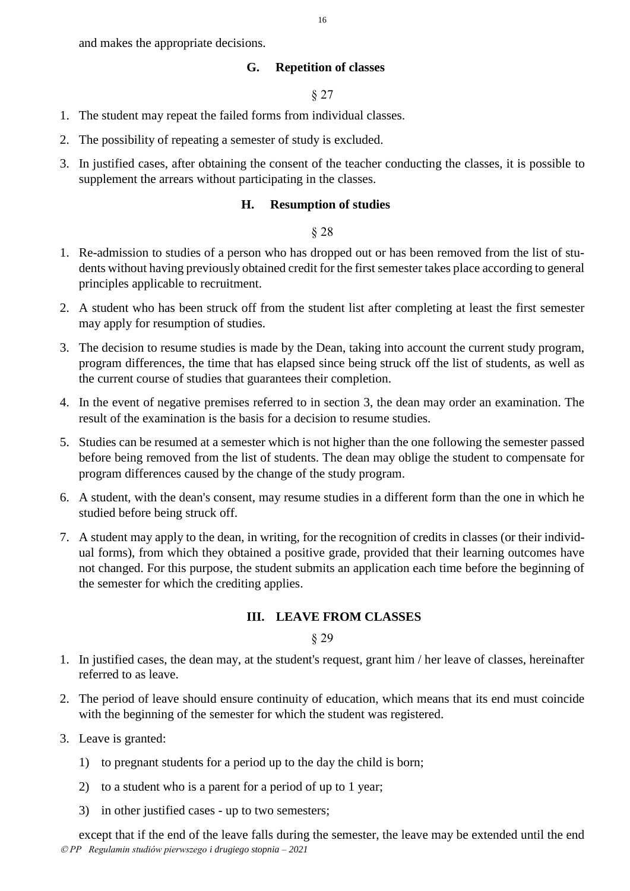and makes the appropriate decisions.

### G. Repetition of classes

§ 27

1. The student may repeat the failed forms from individual classes.
2. The possibility of repeating a semester of study is excluded.
3. In justified cases, after obtaining the consent of the teacher conducting the classes, it is possible to supplement the arrears without participating in the classes.

### H. Resumption of studies

§ 28

1. Re-admission to studies of a person who has dropped out or has been removed from the list of students without having previously obtained credit for the first semester takes place according to general principles applicable to recruitment.
2. A student who has been struck off from the student list after completing at least the first semester may apply for resumption of studies.
3. The decision to resume studies is made by the Dean, taking into account the current study program, program differences, the time that has elapsed since being struck off the list of students, as well as the current course of studies that guarantees their completion.
4. In the event of negative premises referred to in section 3, the dean may order an examination. The result of the examination is the basis for a decision to resume studies.
5. Studies can be resumed at a semester which is not higher than the one following the semester passed before being removed from the list of students. The dean may oblige the student to compensate for program differences caused by the change of the study program.
6. A student, with the dean's consent, may resume studies in a different form than the one in which he studied before being struck off.
7. A student may apply to the dean, in writing, for the recognition of credits in classes (or their individual forms), from which they obtained a positive grade, provided that their learning outcomes have not changed. For this purpose, the student submits an application each time before the beginning of the semester for which the crediting applies.

## III. LEAVE FROM CLASSES

§ 29

1. In justified cases, the dean may, at the student's request, grant him / her leave of classes, hereinafter referred to as leave.
2. The period of leave should ensure continuity of education, which means that its end must coincide with the beginning of the semester for which the student was registered.
3. Leave is granted:
   1) to pregnant students for a period up to the day the child is born;
   2) to a student who is a parent for a period of up to 1 year;
   3) in other justified cases - up to two semesters;

   except that if the end of the leave falls during the semester, the leave may be extended until the end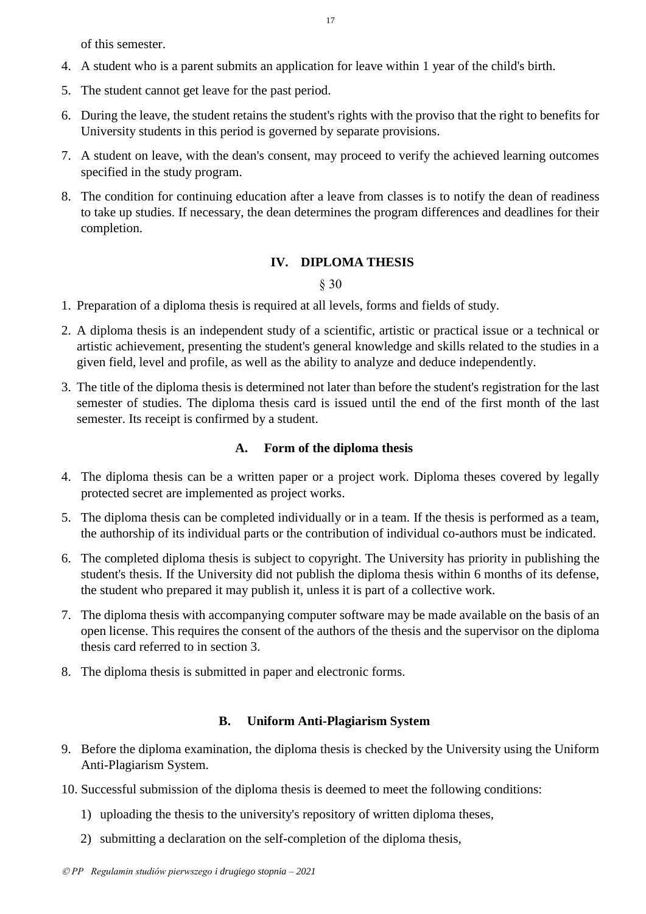of this semester.

4. A student who is a parent submits an application for leave within 1 year of the child's birth.
5. The student cannot get leave for the past period.
6. During the leave, the student retains the student's rights with the proviso that the right to benefits for University students in this period is governed by separate provisions.
7. A student on leave, with the dean's consent, may proceed to verify the achieved learning outcomes specified in the study program.
8. The condition for continuing education after a leave from classes is to notify the dean of readiness to take up studies. If necessary, the dean determines the program differences and deadlines for their completion.

## IV. DIPLOMA THESIS

§ 30

1. Preparation of a diploma thesis is required at all levels, forms and fields of study.
2. A diploma thesis is an independent study of a scientific, artistic or practical issue or a technical or artistic achievement, presenting the student's general knowledge and skills related to the studies in a given field, level and profile, as well as the ability to analyze and deduce independently.
3. The title of the diploma thesis is determined not later than before the student's registration for the last semester of studies. The diploma thesis card is issued until the end of the first month of the last semester. Its receipt is confirmed by a student.

### A. Form of the diploma thesis

4. The diploma thesis can be a written paper or a project work. Diploma theses covered by legally protected secret are implemented as project works.
5. The diploma thesis can be completed individually or in a team. If the thesis is performed as a team, the authorship of its individual parts or the contribution of individual co-authors must be indicated.
6. The completed diploma thesis is subject to copyright. The University has priority in publishing the student's thesis. If the University did not publish the diploma thesis within 6 months of its defense, the student who prepared it may publish it, unless it is part of a collective work.
7. The diploma thesis with accompanying computer software may be made available on the basis of an open license. This requires the consent of the authors of the thesis and the supervisor on the diploma thesis card referred to in section 3.
8. The diploma thesis is submitted in paper and electronic forms.

### B. Uniform Anti-Plagiarism System

9. Before the diploma examination, the diploma thesis is checked by the University using the Uniform Anti-Plagiarism System.
10. Successful submission of the diploma thesis is deemed to meet the following conditions:
    1) uploading the thesis to the university's repository of written diploma theses,
    2) submitting a declaration on the self-completion of the diploma thesis,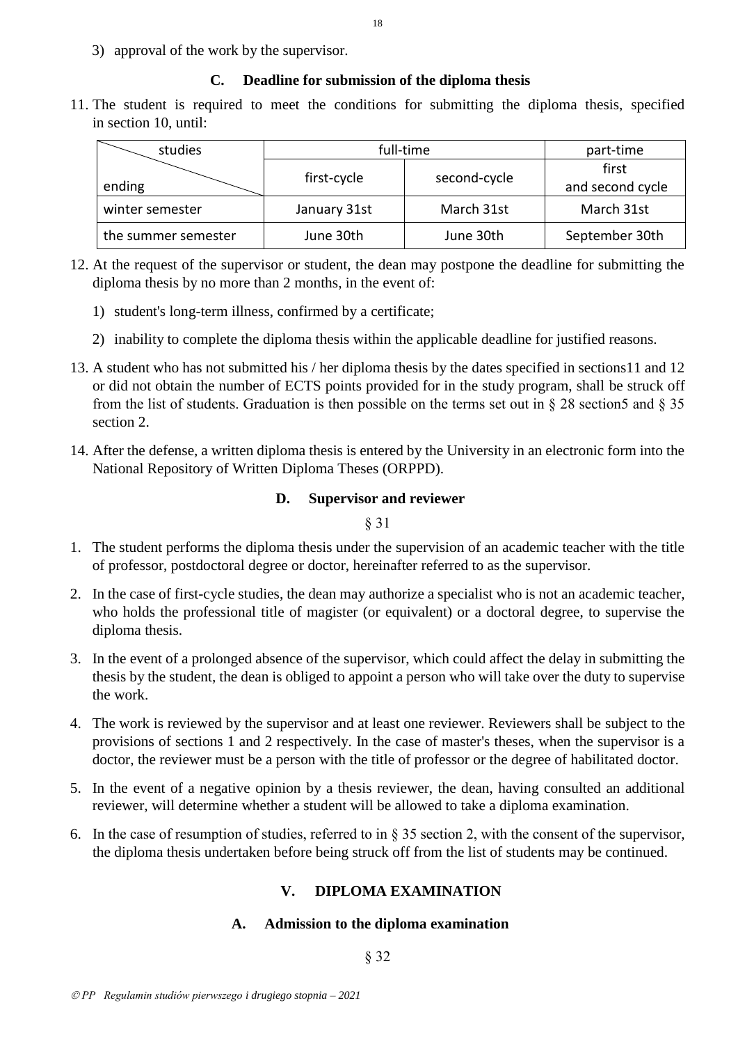3) approval of the work by the supervisor.

### C. Deadline for submission of the diploma thesis

11. The student is required to meet the conditions for submitting the diploma thesis, specified in section 10, until:

| studies / ending | full-time | | part-time |
|---|---|---|---|
| | first-cycle | second-cycle | first and second cycle |
| winter semester | January 31st | March 31st | March 31st |
| the summer semester | June 30th | June 30th | September 30th |

12. At the request of the supervisor or student, the dean may postpone the deadline for submitting the diploma thesis by no more than 2 months, in the event of:

    1) student's long-term illness, confirmed by a certificate;

    2) inability to complete the diploma thesis within the applicable deadline for justified reasons.

13. A student who has not submitted his / her diploma thesis by the dates specified in sections11 and 12 or did not obtain the number of ECTS points provided for in the study program, shall be struck off from the list of students. Graduation is then possible on the terms set out in § 28 section5 and § 35 section 2.

14. After the defense, a written diploma thesis is entered by the University in an electronic form into the National Repository of Written Diploma Theses (ORPPD).

### D. Supervisor and reviewer

§ 31

1. The student performs the diploma thesis under the supervision of an academic teacher with the title of professor, postdoctoral degree or doctor, hereinafter referred to as the supervisor.

2. In the case of first-cycle studies, the dean may authorize a specialist who is not an academic teacher, who holds the professional title of magister (or equivalent) or a doctoral degree, to supervise the diploma thesis.

3. In the event of a prolonged absence of the supervisor, which could affect the delay in submitting the thesis by the student, the dean is obliged to appoint a person who will take over the duty to supervise the work.

4. The work is reviewed by the supervisor and at least one reviewer. Reviewers shall be subject to the provisions of sections 1 and 2 respectively. In the case of master's theses, when the supervisor is a doctor, the reviewer must be a person with the title of professor or the degree of habilitated doctor.

5. In the event of a negative opinion by a thesis reviewer, the dean, having consulted an additional reviewer, will determine whether a student will be allowed to take a diploma examination.

6. In the case of resumption of studies, referred to in § 35 section 2, with the consent of the supervisor, the diploma thesis undertaken before being struck off from the list of students may be continued.

## V. DIPLOMA EXAMINATION

### A. Admission to the diploma examination

§ 32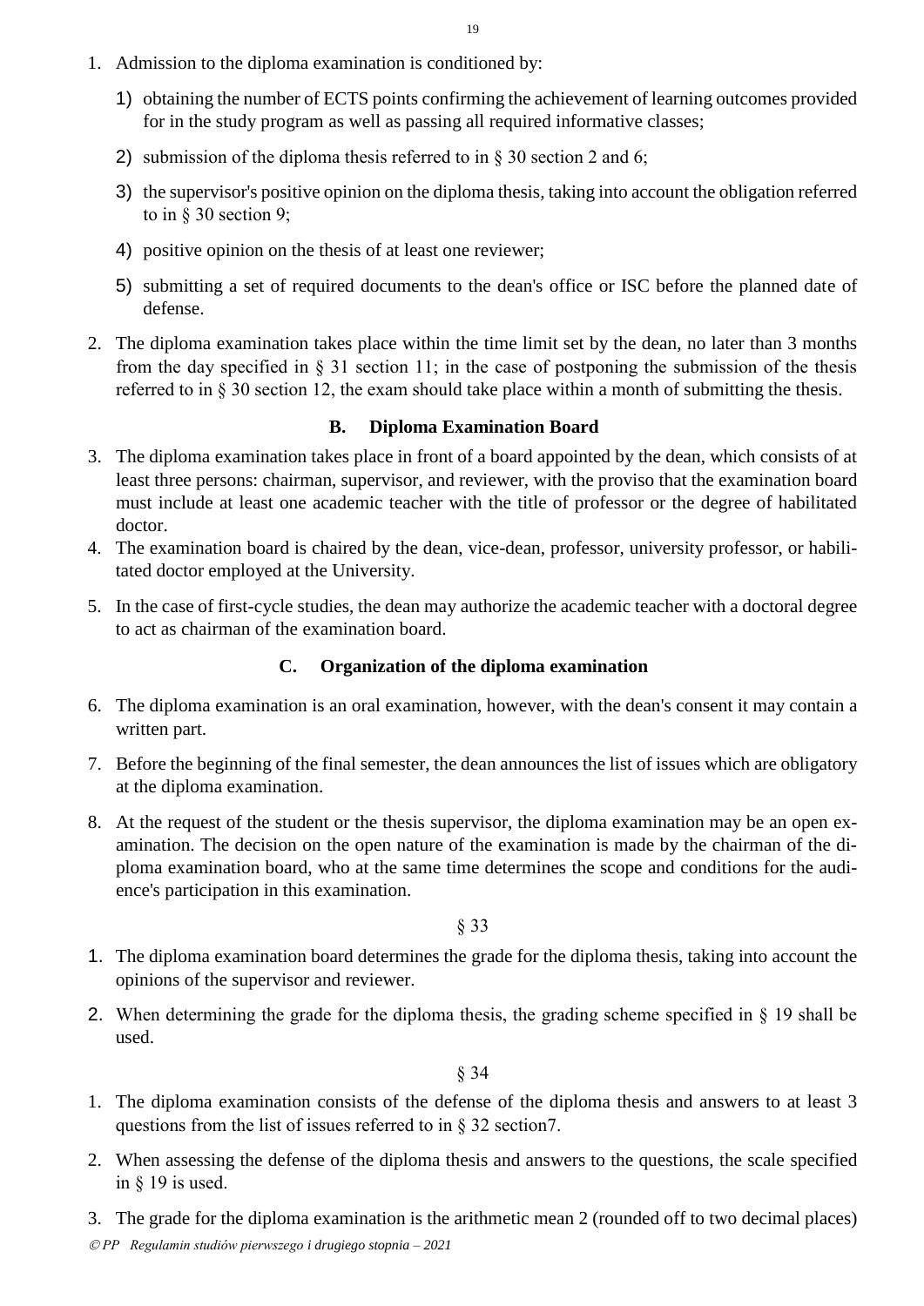1. Admission to the diploma examination is conditioned by:
   1) obtaining the number of ECTS points confirming the achievement of learning outcomes provided for in the study program as well as passing all required informative classes;
   2) submission of the diploma thesis referred to in § 30 section 2 and 6;
   3) the supervisor's positive opinion on the diploma thesis, taking into account the obligation referred to in § 30 section 9;
   4) positive opinion on the thesis of at least one reviewer;
   5) submitting a set of required documents to the dean's office or ISC before the planned date of defense.
2. The diploma examination takes place within the time limit set by the dean, no later than 3 months from the day specified in § 31 section 11; in the case of postponing the submission of the thesis referred to in § 30 section 12, the exam should take place within a month of submitting the thesis.

### B. Diploma Examination Board

3. The diploma examination takes place in front of a board appointed by the dean, which consists of at least three persons: chairman, supervisor, and reviewer, with the proviso that the examination board must include at least one academic teacher with the title of professor or the degree of habilitated doctor.
4. The examination board is chaired by the dean, vice-dean, professor, university professor, or habilitated doctor employed at the University.
5. In the case of first-cycle studies, the dean may authorize the academic teacher with a doctoral degree to act as chairman of the examination board.

### C. Organization of the diploma examination

6. The diploma examination is an oral examination, however, with the dean's consent it may contain a written part.
7. Before the beginning of the final semester, the dean announces the list of issues which are obligatory at the diploma examination.
8. At the request of the student or the thesis supervisor, the diploma examination may be an open examination. The decision on the open nature of the examination is made by the chairman of the diploma examination board, who at the same time determines the scope and conditions for the audience's participation in this examination.

§ 33

1. The diploma examination board determines the grade for the diploma thesis, taking into account the opinions of the supervisor and reviewer.
2. When determining the grade for the diploma thesis, the grading scheme specified in § 19 shall be used.

§ 34

1. The diploma examination consists of the defense of the diploma thesis and answers to at least 3 questions from the list of issues referred to in § 32 section7.
2. When assessing the defense of the diploma thesis and answers to the questions, the scale specified in § 19 is used.
3. The grade for the diploma examination is the arithmetic mean 2 (rounded off to two decimal places)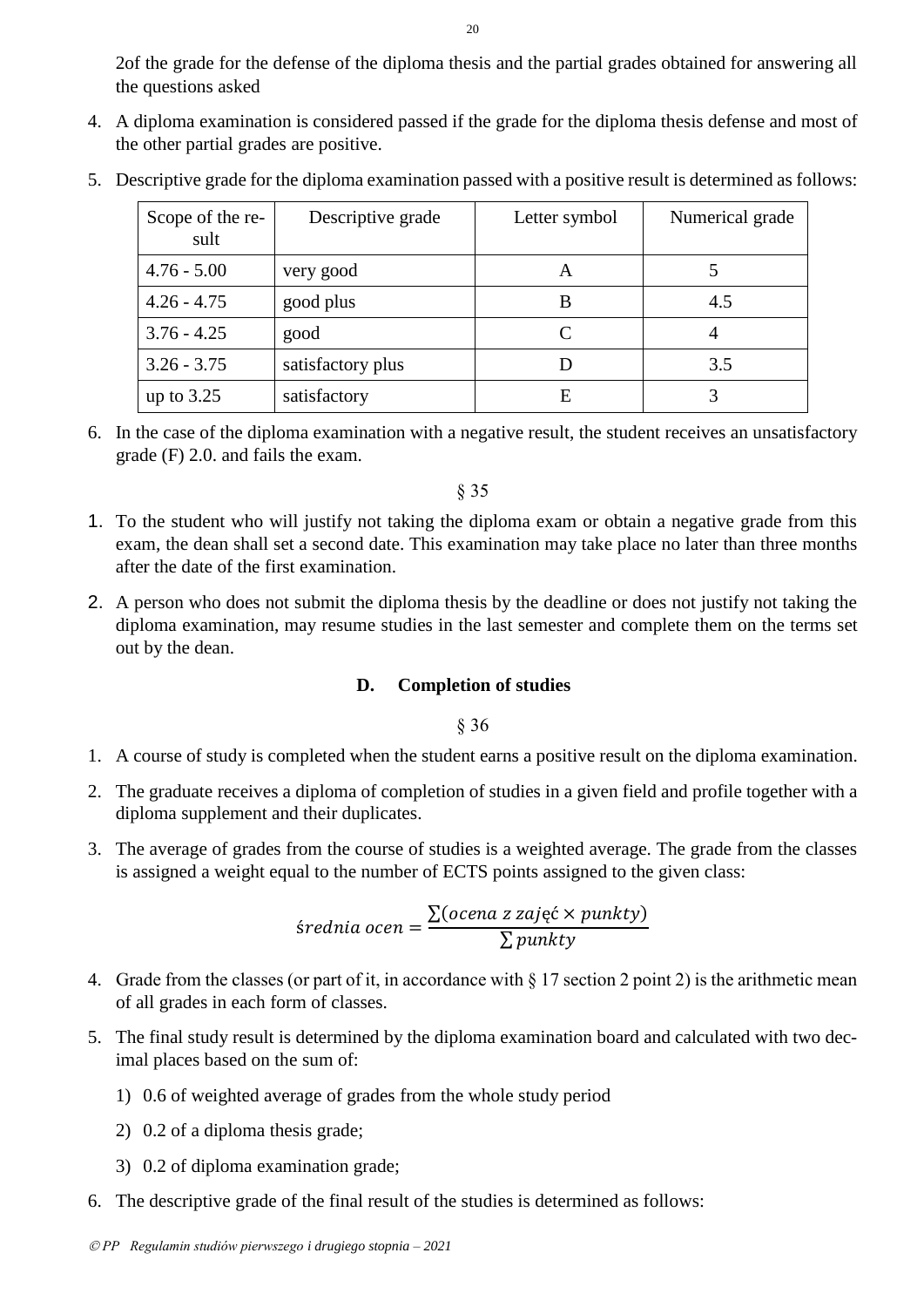2of the grade for the defense of the diploma thesis and the partial grades obtained for answering all the questions asked

4. A diploma examination is considered passed if the grade for the diploma thesis defense and most of the other partial grades are positive.
5. Descriptive grade for the diploma examination passed with a positive result is determined as follows:

| Scope of the result | Descriptive grade | Letter symbol | Numerical grade |
|---|---|---|---|
| 4.76 - 5.00 | very good | A | 5 |
| 4.26 - 4.75 | good plus | B | 4.5 |
| 3.76 - 4.25 | good | C | 4 |
| 3.26 - 3.75 | satisfactory plus | D | 3.5 |
| up to 3.25 | satisfactory | E | 3 |

6. In the case of the diploma examination with a negative result, the student receives an unsatisfactory grade (F) 2.0. and fails the exam.

§ 35

1. To the student who will justify not taking the diploma exam or obtain a negative grade from this exam, the dean shall set a second date. This examination may take place no later than three months after the date of the first examination.
2. A person who does not submit the diploma thesis by the deadline or does not justify not taking the diploma examination, may resume studies in the last semester and complete them on the terms set out by the dean.

### D. Completion of studies

§ 36

1. A course of study is completed when the student earns a positive result on the diploma examination.
2. The graduate receives a diploma of completion of studies in a given field and profile together with a diploma supplement and their duplicates.
3. The average of grades from the course of studies is a weighted average. The grade from the classes is assigned a weight equal to the number of ECTS points assigned to the given class:

$$\acute{s}rednia\ ocen = \frac{\sum(ocena\ z\ zaj\k{e}\acute{c} \times punkty)}{\sum punkty}$$

4. Grade from the classes (or part of it, in accordance with § 17 section 2 point 2) is the arithmetic mean of all grades in each form of classes.
5. The final study result is determined by the diploma examination board and calculated with two decimal places based on the sum of:
   1) 0.6 of weighted average of grades from the whole study period
   2) 0.2 of a diploma thesis grade;
   3) 0.2 of diploma examination grade;
6. The descriptive grade of the final result of the studies is determined as follows: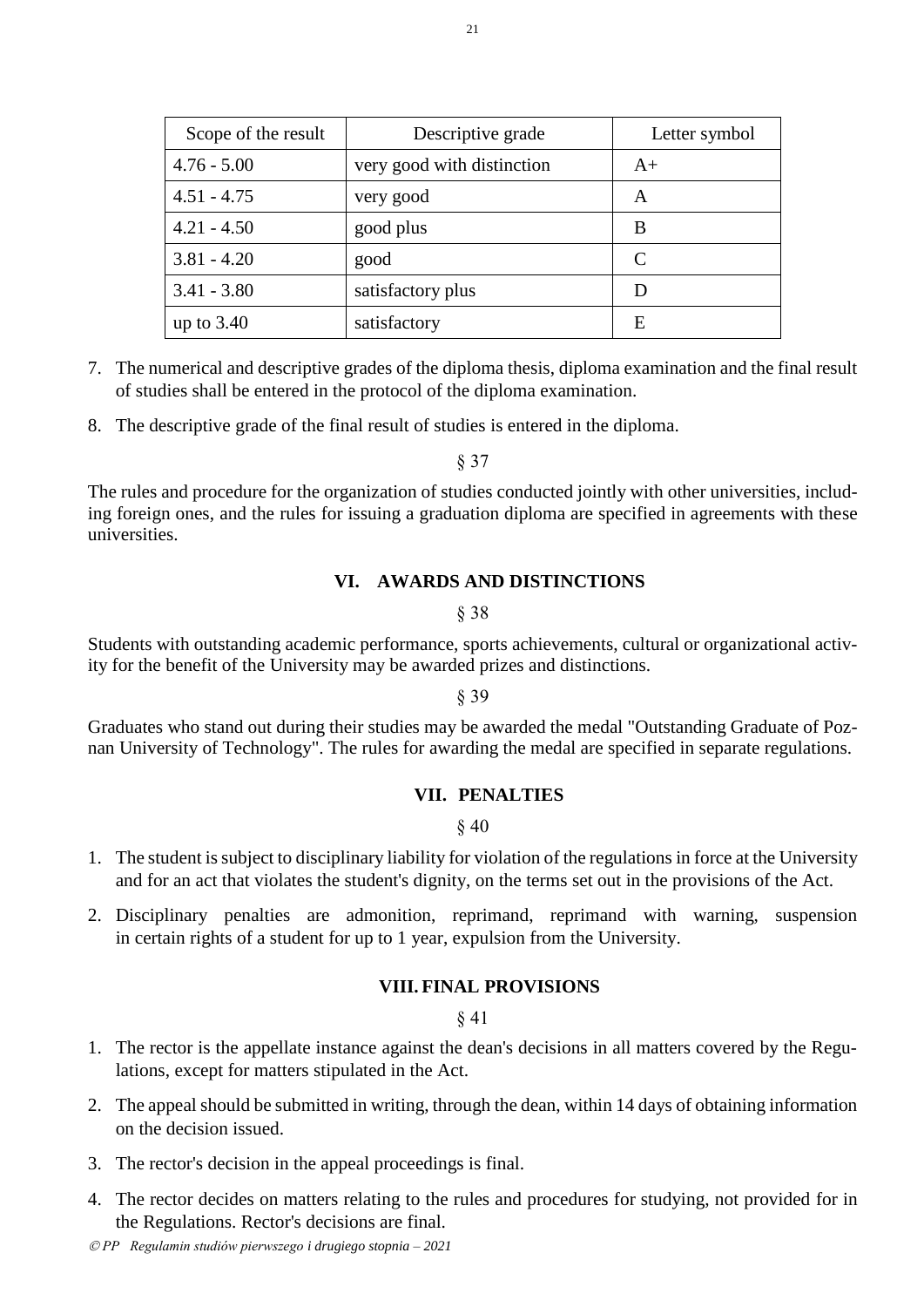| Scope of the result | Descriptive grade | Letter symbol |
|---|---|---|
| 4.76 - 5.00 | very good with distinction | A+ |
| 4.51 - 4.75 | very good | A |
| 4.21 - 4.50 | good plus | B |
| 3.81 - 4.20 | good | C |
| 3.41 - 3.80 | satisfactory plus | D |
| up to 3.40 | satisfactory | E |

7. The numerical and descriptive grades of the diploma thesis, diploma examination and the final result of studies shall be entered in the protocol of the diploma examination.
8. The descriptive grade of the final result of studies is entered in the diploma.

§ 37

The rules and procedure for the organization of studies conducted jointly with other universities, including foreign ones, and the rules for issuing a graduation diploma are specified in agreements with these universities.

## VI. AWARDS AND DISTINCTIONS

§ 38

Students with outstanding academic performance, sports achievements, cultural or organizational activity for the benefit of the University may be awarded prizes and distinctions.

§ 39

Graduates who stand out during their studies may be awarded the medal "Outstanding Graduate of Poznan University of Technology". The rules for awarding the medal are specified in separate regulations.

## VII. PENALTIES

§ 40

1. The student is subject to disciplinary liability for violation of the regulations in force at the University and for an act that violates the student's dignity, on the terms set out in the provisions of the Act.
2. Disciplinary penalties are admonition, reprimand, reprimand with warning, suspension in certain rights of a student for up to 1 year, expulsion from the University.

## VIII. FINAL PROVISIONS

§ 41

1. The rector is the appellate instance against the dean's decisions in all matters covered by the Regulations, except for matters stipulated in the Act.
2. The appeal should be submitted in writing, through the dean, within 14 days of obtaining information on the decision issued.
3. The rector's decision in the appeal proceedings is final.
4. The rector decides on matters relating to the rules and procedures for studying, not provided for in the Regulations. Rector's decisions are final.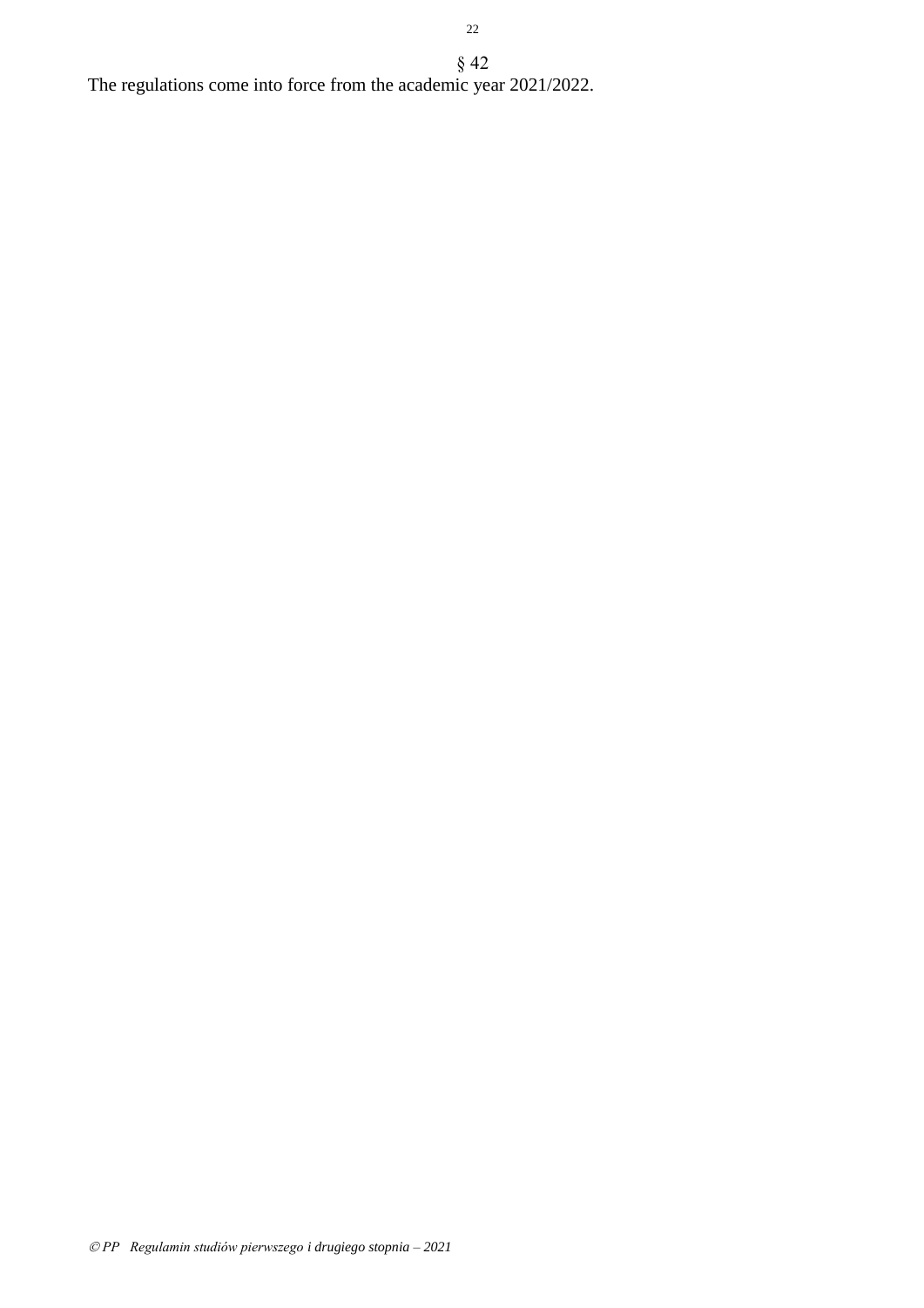§ 42

The regulations come into force from the academic year 2021/2022.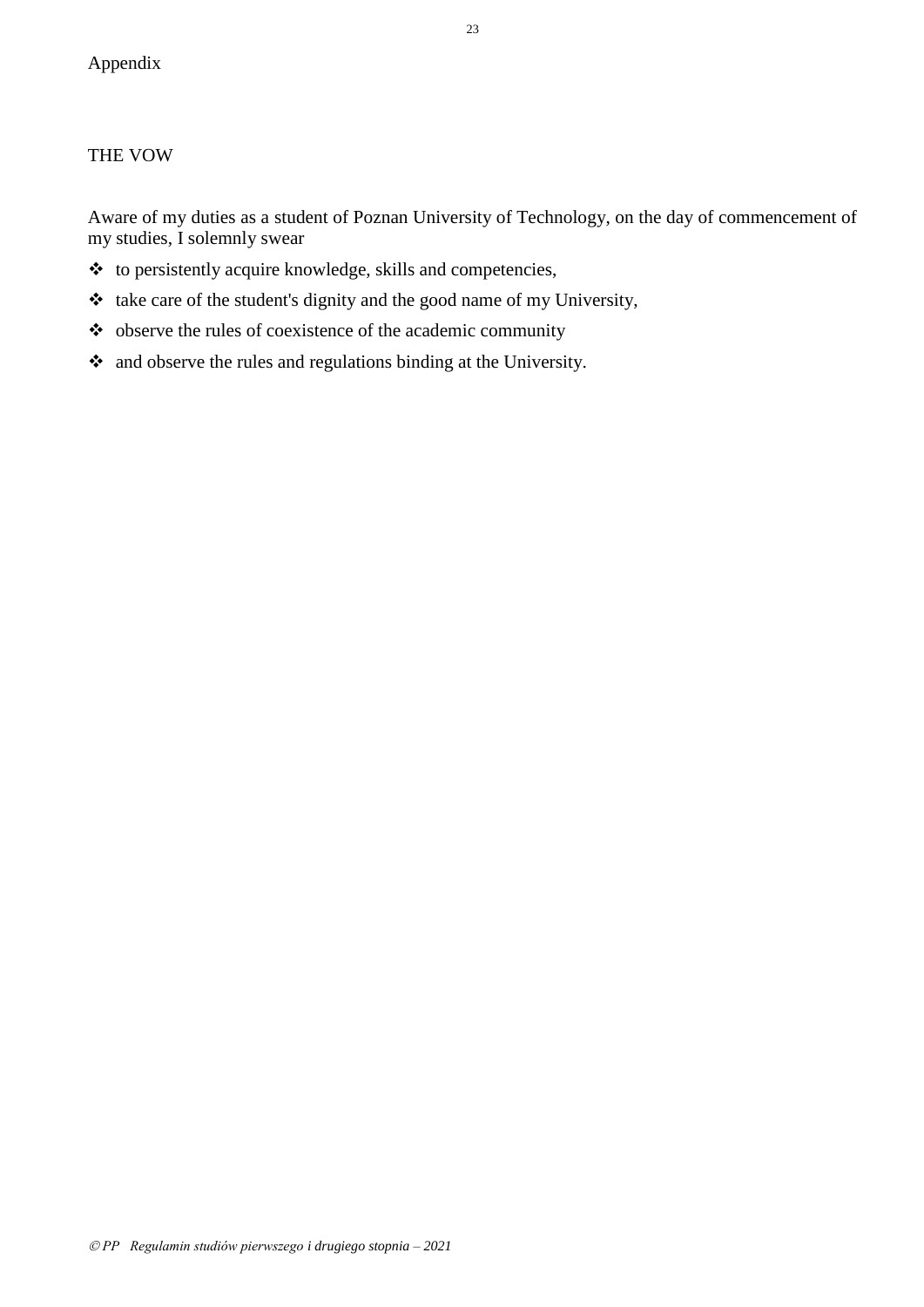Appendix

## THE VOW

Aware of my duties as a student of Poznan University of Technology, on the day of commencement of my studies, I solemnly swear

- to persistently acquire knowledge, skills and competencies,
- take care of the student's dignity and the good name of my University,
- observe the rules of coexistence of the academic community
- and observe the rules and regulations binding at the University.